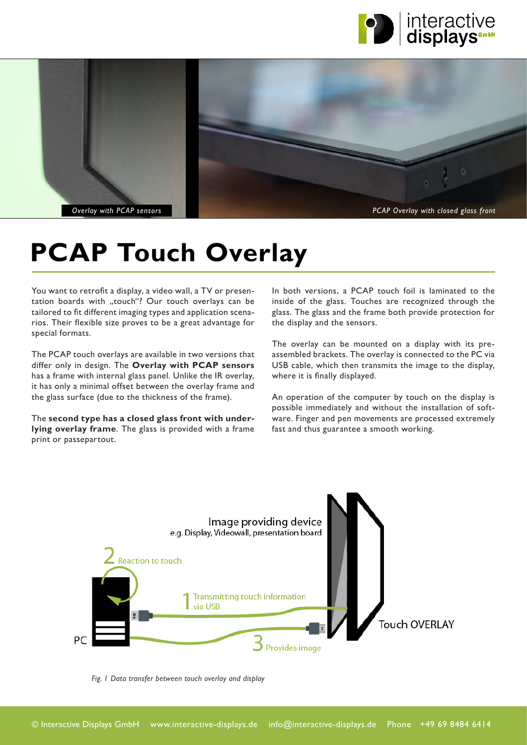*Overlay with PCAP sensors*

*PCAP Overlay with closed glass front*

# PCAP Touch Overlay

You want to retrofit a display, a video wall, a TV or presentation boards with „touch"? Our touch overlays can be tailored to fit different imaging types and application scenarios. Their flexible size proves to be a great advantage for special formats.

The PCAP touch overlays are available in two versions that differ only in design. The **Overlay with PCAP sensors** has a frame with internal glass panel. Unlike the IR overlay, it has only a minimal offset between the overlay frame and the glass surface (due to the thickness of the frame).

The **second type has a closed glass front with underlying overlay frame**. The glass is provided with a frame print or passepartout.

In both versions, a PCAP touch foil is laminated to the inside of the glass. Touches are recognized through the glass. The glass and the frame both provide protection for the display and the sensors.

The overlay can be mounted on a display with its preassembled brackets. The overlay is connected to the PC via USB cable, which then transmits the image to the display, where it is finally displayed.

An operation of the computer by touch on the display is possible immediately and without the installation of software. Finger and pen movements are processed extremely fast and thus guarantee a smooth working.

Image providing device
e.g. Display, Videowall, presentation board

2 Reaction to touch

1 Transmitting touch information via USB

3 Provides image

PC

Touch OVERLAY

*Fig. 1 Data transfer between touch overlay and display*

© Interactive Displays GmbH www.interactive-displays.de info@interactive-displays.de Phone +49 69 8484 6414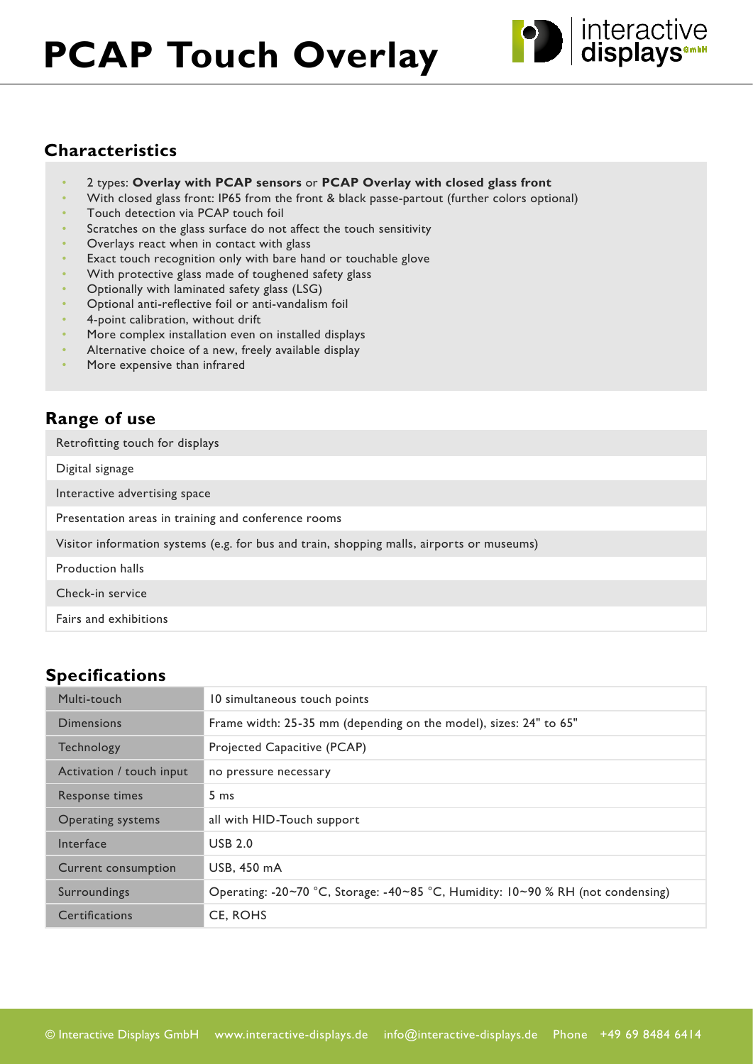# PCAP Touch Overlay

## Characteristics

- 2 types: **Overlay with PCAP sensors** or **PCAP Overlay with closed glass front**
- With closed glass front: IP65 from the front & black passe-partout (further colors optional)
- Touch detection via PCAP touch foil
- Scratches on the glass surface do not affect the touch sensitivity
- Overlays react when in contact with glass
- Exact touch recognition only with bare hand or touchable glove
- With protective glass made of toughened safety glass
- Optionally with laminated safety glass (LSG)
- Optional anti-reflective foil or anti-vandalism foil
- 4-point calibration, without drift
- More complex installation even on installed displays
- Alternative choice of a new, freely available display
- More expensive than infrared

## Range of use

| |
|---|
| Retrofitting touch for displays |
| Digital signage |
| Interactive advertising space |
| Presentation areas in training and conference rooms |
| Visitor information systems (e.g. for bus and train, shopping malls, airports or museums) |
| Production halls |
| Check-in service |
| Fairs and exhibitions |

## Specifications

| | |
|---|---|
| Multi-touch | 10 simultaneous touch points |
| Dimensions | Frame width: 25-35 mm (depending on the model), sizes: 24" to 65" |
| Technology | Projected Capacitive (PCAP) |
| Activation / touch input | no pressure necessary |
| Response times | 5 ms |
| Operating systems | all with HID-Touch support |
| Interface | USB 2.0 |
| Current consumption | USB, 450 mA |
| Surroundings | Operating: -20~70 °C, Storage: -40~85 °C, Humidity: 10~90 % RH (not condensing) |
| Certifications | CE, ROHS |

© Interactive Displays GmbH www.interactive-displays.de info@interactive-displays.de Phone +49 69 8484 6414